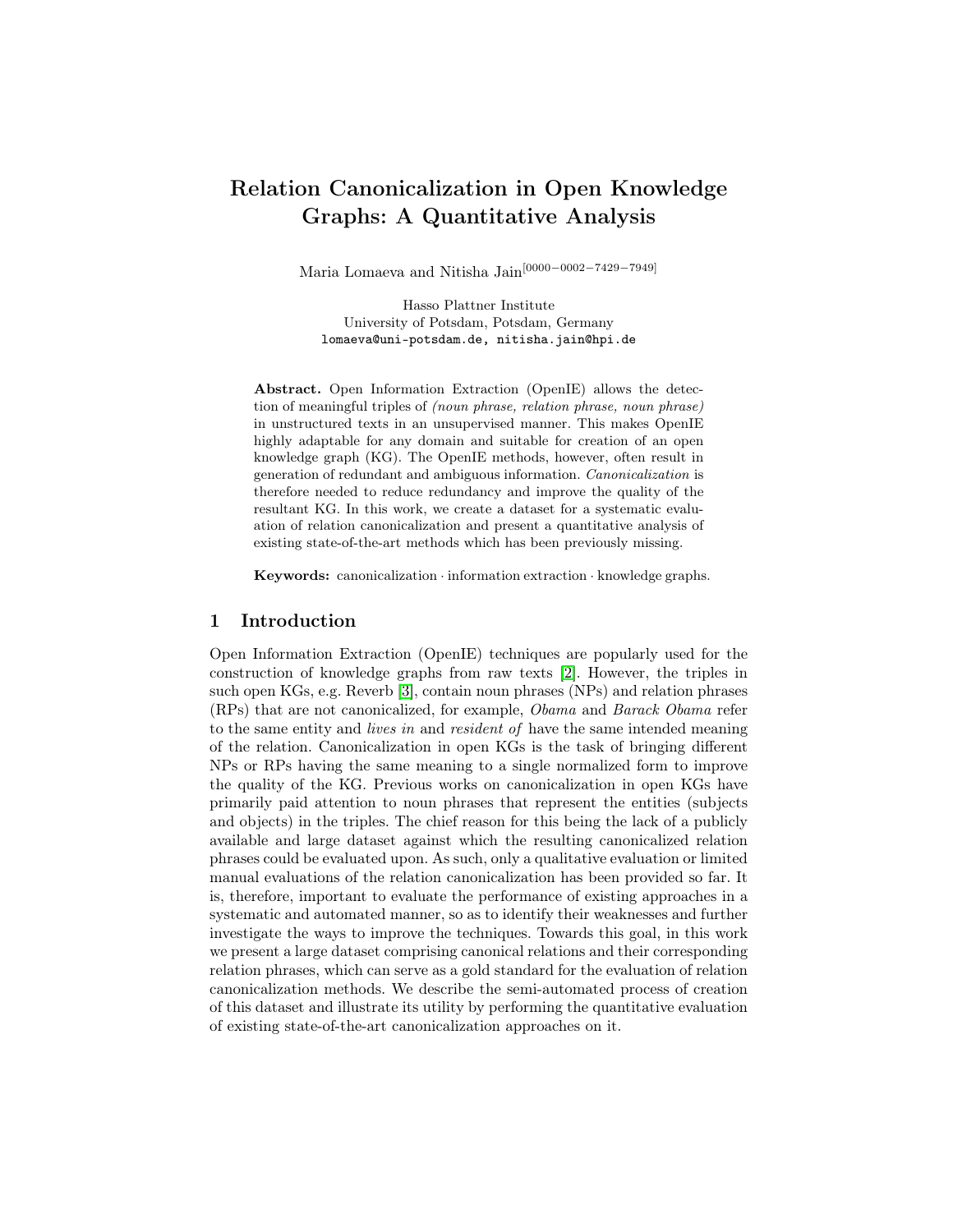# Relation Canonicalization in Open Knowledge Graphs: A Quantitative Analysis

Maria Lomaeva and Nitisha Jain[0000-0002-7429-7949]

Hasso Plattner Institute
University of Potsdam, Potsdam, Germany
lomaeva@uni-potsdam.de, nitisha.jain@hpi.de

**Abstract.** Open Information Extraction (OpenIE) allows the detection of meaningful triples of *(noun phrase, relation phrase, noun phrase)* in unstructured texts in an unsupervised manner. This makes OpenIE highly adaptable for any domain and suitable for creation of an open knowledge graph (KG). The OpenIE methods, however, often result in generation of redundant and ambiguous information. *Canonicalization* is therefore needed to reduce redundancy and improve the quality of the resultant KG. In this work, we create a dataset for a systematic evaluation of relation canonicalization and present a quantitative analysis of existing state-of-the-art methods which has been previously missing.

**Keywords:** canonicalization · information extraction · knowledge graphs.

## 1 Introduction

Open Information Extraction (OpenIE) techniques are popularly used for the construction of knowledge graphs from raw texts [2]. However, the triples in such open KGs, e.g. Reverb [3], contain noun phrases (NPs) and relation phrases (RPs) that are not canonicalized, for example, *Obama* and *Barack Obama* refer to the same entity and *lives in* and *resident of* have the same intended meaning of the relation. Canonicalization in open KGs is the task of bringing different NPs or RPs having the same meaning to a single normalized form to improve the quality of the KG. Previous works on canonicalization in open KGs have primarily paid attention to noun phrases that represent the entities (subjects and objects) in the triples. The chief reason for this being the lack of a publicly available and large dataset against which the resulting canonicalized relation phrases could be evaluated upon. As such, only a qualitative evaluation or limited manual evaluations of the relation canonicalization has been provided so far. It is, therefore, important to evaluate the performance of existing approaches in a systematic and automated manner, so as to identify their weaknesses and further investigate the ways to improve the techniques. Towards this goal, in this work we present a large dataset comprising canonical relations and their corresponding relation phrases, which can serve as a gold standard for the evaluation of relation canonicalization methods. We describe the semi-automated process of creation of this dataset and illustrate its utility by performing the quantitative evaluation of existing state-of-the-art canonicalization approaches on it.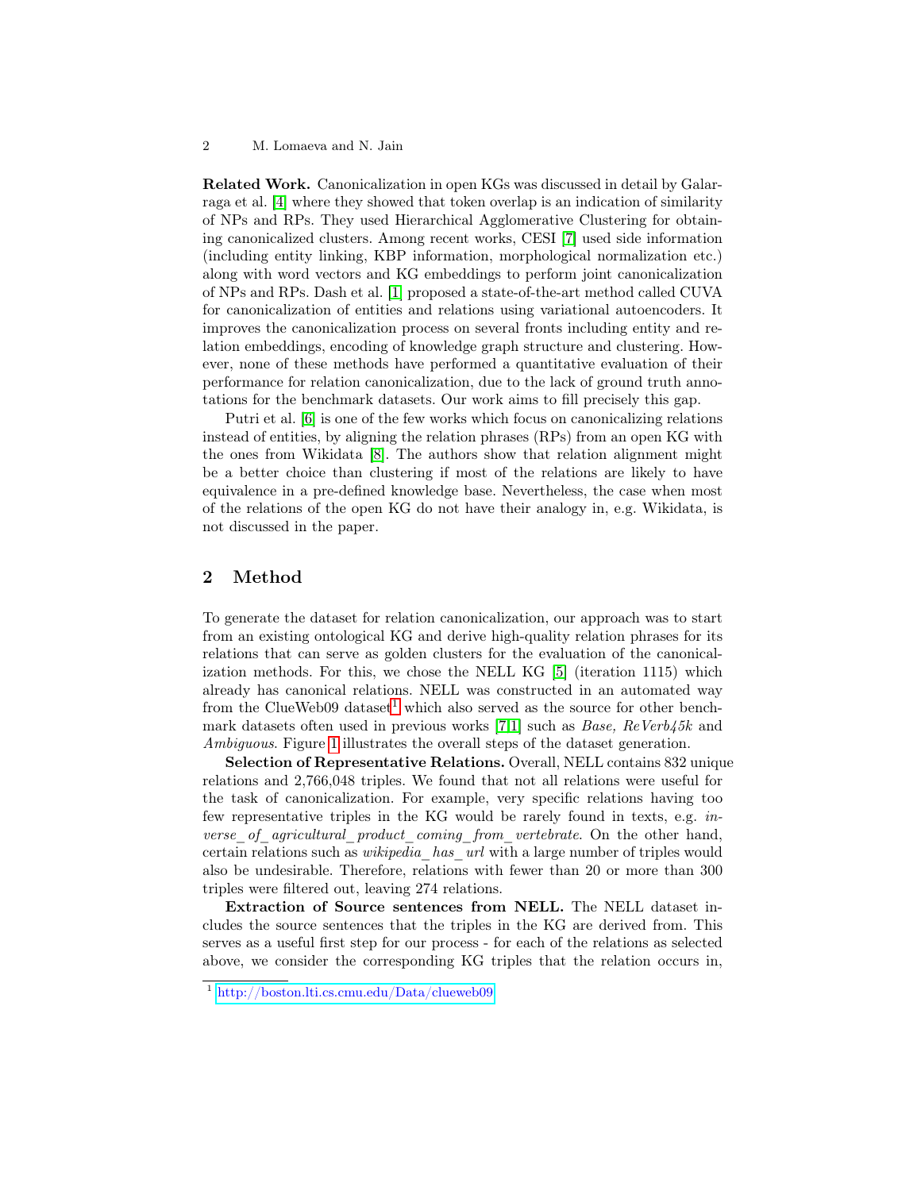**Related Work.** Canonicalization in open KGs was discussed in detail by Galarraga et al. [4] where they showed that token overlap is an indication of similarity of NPs and RPs. They used Hierarchical Agglomerative Clustering for obtaining canonicalized clusters. Among recent works, CESI [7] used side information (including entity linking, KBP information, morphological normalization etc.) along with word vectors and KG embeddings to perform joint canonicalization of NPs and RPs. Dash et al. [1] proposed a state-of-the-art method called CUVA for canonicalization of entities and relations using variational autoencoders. It improves the canonicalization process on several fronts including entity and relation embeddings, encoding of knowledge graph structure and clustering. However, none of these methods have performed a quantitative evaluation of their performance for relation canonicalization, due to the lack of ground truth annotations for the benchmark datasets. Our work aims to fill precisely this gap.

Putri et al. [6] is one of the few works which focus on canonicalizing relations instead of entities, by aligning the relation phrases (RPs) from an open KG with the ones from Wikidata [8]. The authors show that relation alignment might be a better choice than clustering if most of the relations are likely to have equivalence in a pre-defined knowledge base. Nevertheless, the case when most of the relations of the open KG do not have their analogy in, e.g. Wikidata, is not discussed in the paper.

## 2 Method

To generate the dataset for relation canonicalization, our approach was to start from an existing ontological KG and derive high-quality relation phrases for its relations that can serve as golden clusters for the evaluation of the canonicalization methods. For this, we chose the NELL KG [5] (iteration 1115) which already has canonical relations. NELL was constructed in an automated way from the ClueWeb09 dataset[1] which also served as the source for other benchmark datasets often used in previous works [7,1] such as *Base, ReVerb45k* and *Ambiguous*. Figure 1 illustrates the overall steps of the dataset generation.

**Selection of Representative Relations.** Overall, NELL contains 832 unique relations and 2,766,048 triples. We found that not all relations were useful for the task of canonicalization. For example, very specific relations having too few representative triples in the KG would be rarely found in texts, e.g. *inverse_of_agricultural_product_coming_from_vertebrate*. On the other hand, certain relations such as *wikipedia_has_url* with a large number of triples would also be undesirable. Therefore, relations with fewer than 20 or more than 300 triples were filtered out, leaving 274 relations.

**Extraction of Source sentences from NELL.** The NELL dataset includes the source sentences that the triples in the KG are derived from. This serves as a useful first step for our process - for each of the relations as selected above, we consider the corresponding KG triples that the relation occurs in,

[1] http://boston.lti.cs.cmu.edu/Data/clueweb09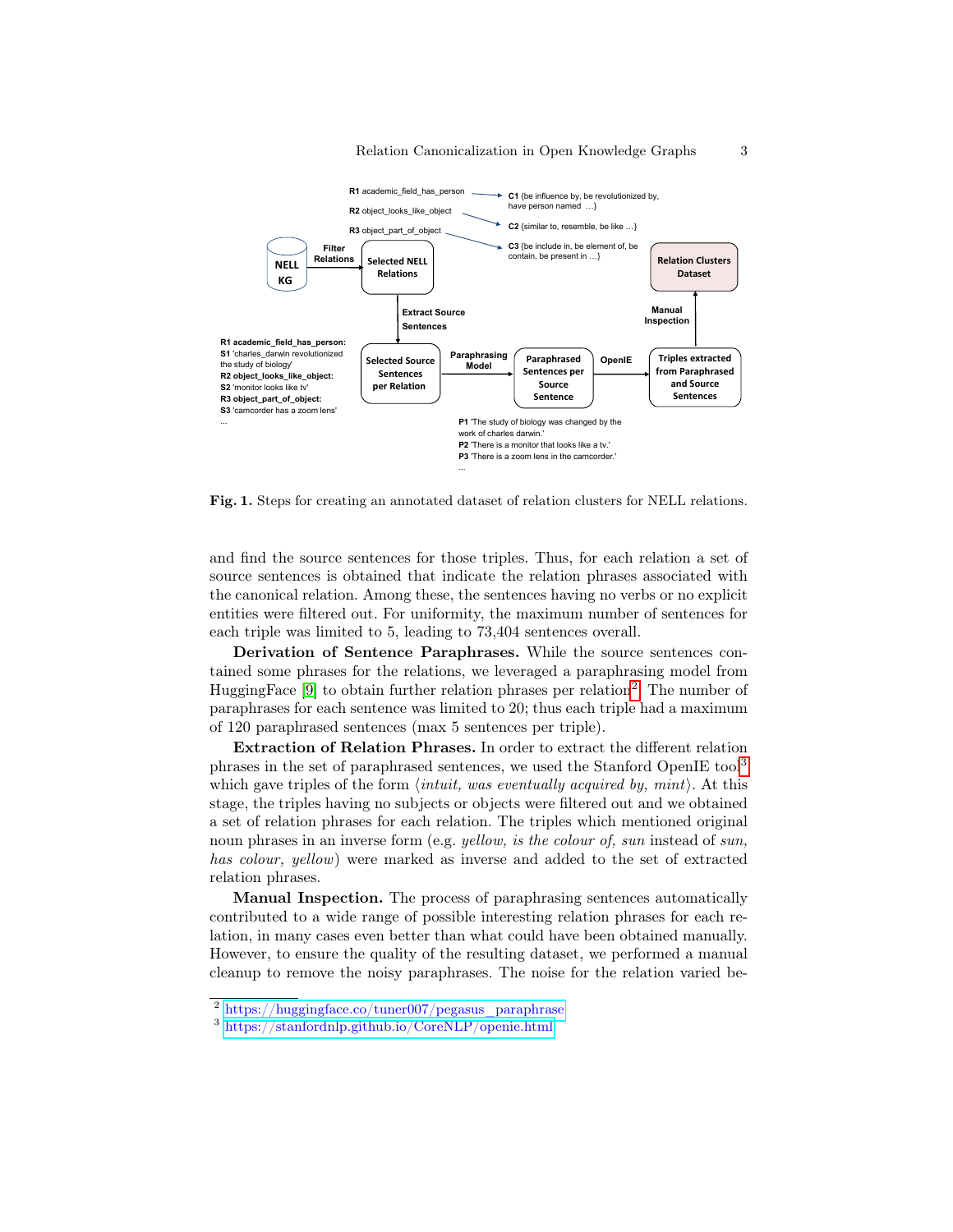**Fig. 1.** Steps for creating an annotated dataset of relation clusters for NELL relations.

and find the source sentences for those triples. Thus, for each relation a set of source sentences is obtained that indicate the relation phrases associated with the canonical relation. Among these, the sentences having no verbs or no explicit entities were filtered out. For uniformity, the maximum number of sentences for each triple was limited to 5, leading to 73,404 sentences overall.

**Derivation of Sentence Paraphrases.** While the source sentences contained some phrases for the relations, we leveraged a paraphrasing model from HuggingFace [9] to obtain further relation phrases per relation[2]. The number of paraphrases for each sentence was limited to 20; thus each triple had a maximum of 120 paraphrased sentences (max 5 sentences per triple).

**Extraction of Relation Phrases.** In order to extract the different relation phrases in the set of paraphrased sentences, we used the Stanford OpenIE tool[3] which gave triples of the form ⟨*intuit, was eventually acquired by, mint*⟩. At this stage, the triples having no subjects or objects were filtered out and we obtained a set of relation phrases for each relation. The triples which mentioned original noun phrases in an inverse form (e.g. *yellow, is the colour of, sun* instead of *sun, has colour, yellow*) were marked as inverse and added to the set of extracted relation phrases.

**Manual Inspection.** The process of paraphrasing sentences automatically contributed to a wide range of possible interesting relation phrases for each relation, in many cases even better than what could have been obtained manually. However, to ensure the quality of the resulting dataset, we performed a manual cleanup to remove the noisy paraphrases. The noise for the relation varied be-

[2] https://huggingface.co/tuner007/pegasus_paraphrase

[3] https://stanfordnlp.github.io/CoreNLP/openie.html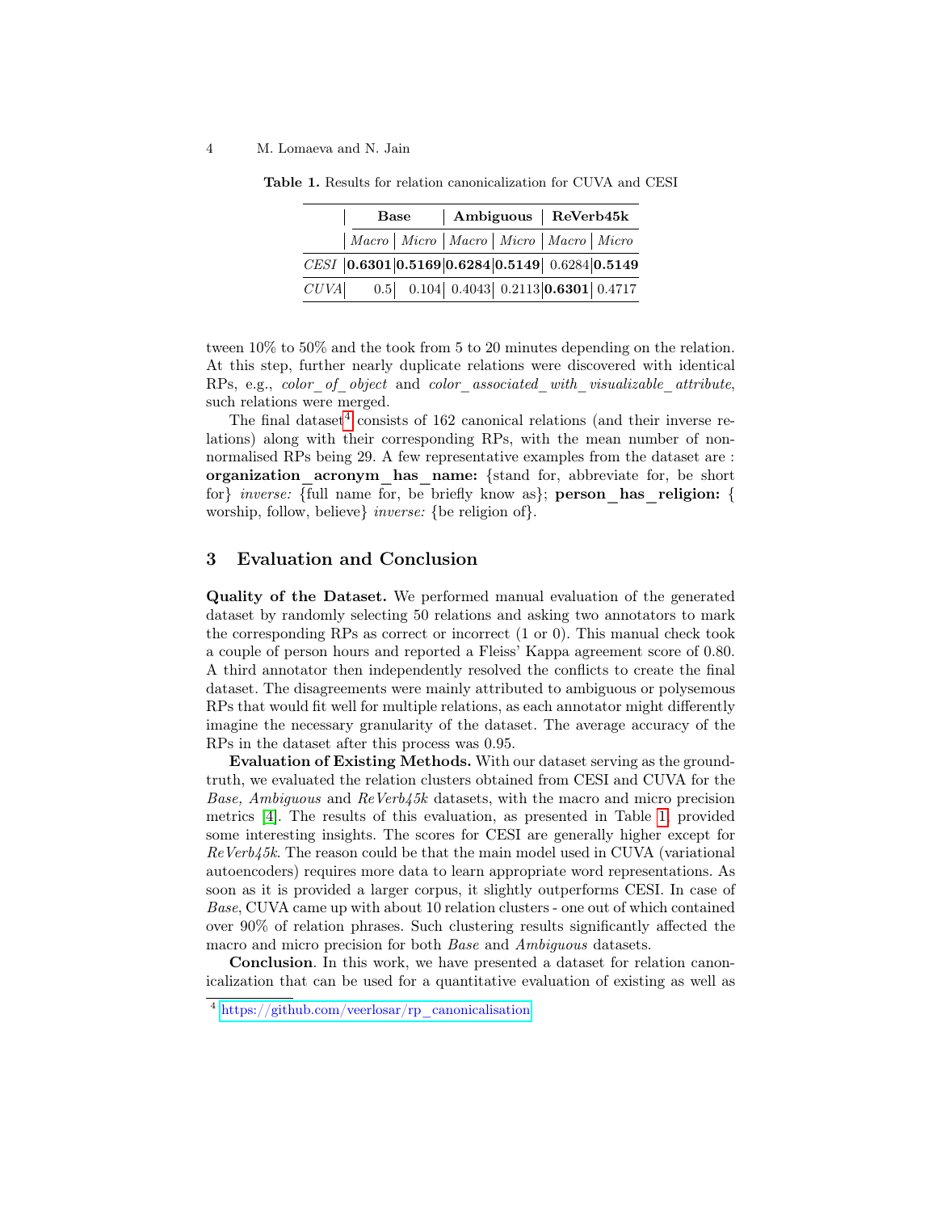**Table 1.** Results for relation canonicalization for CUVA and CESI

| | **Base** | | **Ambiguous** | | **ReVerb45k** | |
|---|---|---|---|---|---|---|
| | *Macro* | *Micro* | *Macro* | *Micro* | *Macro* | *Micro* |
| *CESI* | **0.6301** | **0.5169** | **0.6284** | **0.5149** | 0.6284 | **0.5149** |
| *CUVA* | 0.5 | 0.104 | 0.4043 | 0.2113 | **0.6301** | 0.4717 |

tween 10% to 50% and the took from 5 to 20 minutes depending on the relation. At this step, further nearly duplicate relations were discovered with identical RPs, e.g., *color_of_object* and *color_associated_with_visualizable_attribute*, such relations were merged.

The final dataset[4] consists of 162 canonical relations (and their inverse relations) along with their corresponding RPs, with the mean number of non-normalised RPs being 29. A few representative examples from the dataset are : **organization_acronym_has_name:** {stand for, abbreviate for, be short for} *inverse:* {full name for, be briefly know as}; **person_has_religion:** { worship, follow, believe} *inverse:* {be religion of}.

## 3 Evaluation and Conclusion

**Quality of the Dataset.** We performed manual evaluation of the generated dataset by randomly selecting 50 relations and asking two annotators to mark the corresponding RPs as correct or incorrect (1 or 0). This manual check took a couple of person hours and reported a Fleiss' Kappa agreement score of 0.80. A third annotator then independently resolved the conflicts to create the final dataset. The disagreements were mainly attributed to ambiguous or polysemous RPs that would fit well for multiple relations, as each annotator might differently imagine the necessary granularity of the dataset. The average accuracy of the RPs in the dataset after this process was 0.95.

**Evaluation of Existing Methods.** With our dataset serving as the ground-truth, we evaluated the relation clusters obtained from CESI and CUVA for the *Base, Ambiguous* and *ReVerb45k* datasets, with the macro and micro precision metrics [4]. The results of this evaluation, as presented in Table 1, provided some interesting insights. The scores for CESI are generally higher except for *ReVerb45k*. The reason could be that the main model used in CUVA (variational autoencoders) requires more data to learn appropriate word representations. As soon as it is provided a larger corpus, it slightly outperforms CESI. In case of *Base*, CUVA came up with about 10 relation clusters - one out of which contained over 90% of relation phrases. Such clustering results significantly affected the macro and micro precision for both *Base* and *Ambiguous* datasets.

**Conclusion**. In this work, we have presented a dataset for relation canonicalization that can be used for a quantitative evaluation of existing as well as

[4] https://github.com/veerlosar/rp_canonicalisation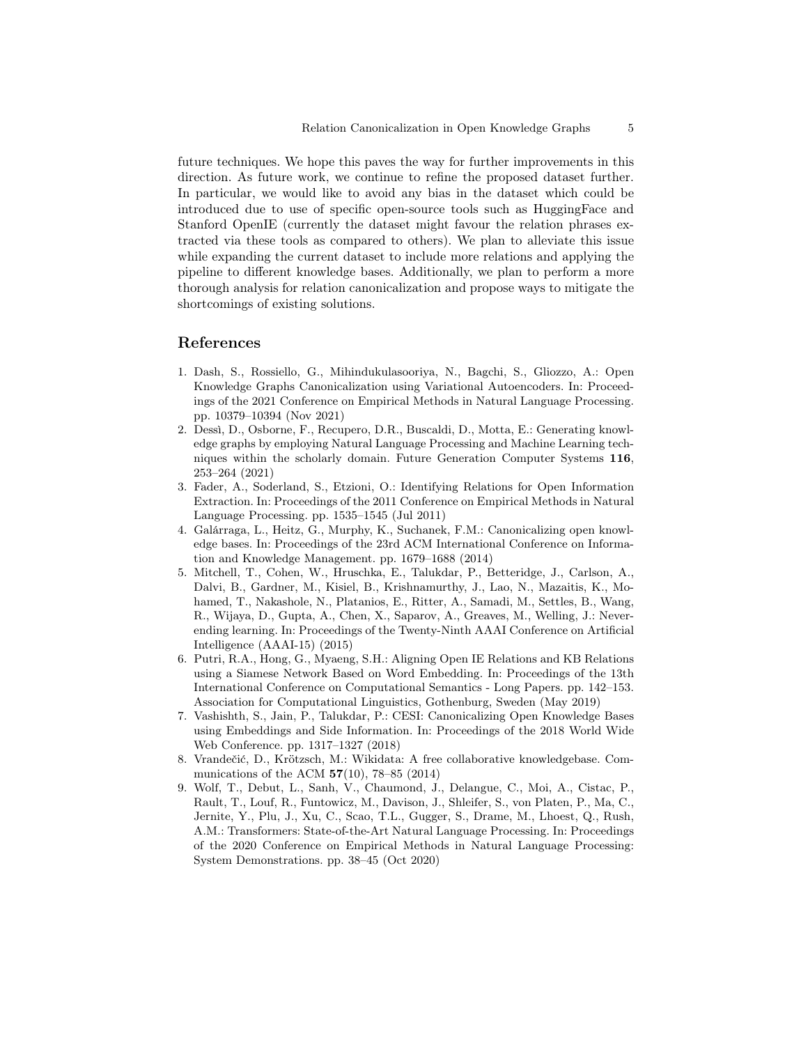future techniques. We hope this paves the way for further improvements in this direction. As future work, we continue to refine the proposed dataset further. In particular, we would like to avoid any bias in the dataset which could be introduced due to use of specific open-source tools such as HuggingFace and Stanford OpenIE (currently the dataset might favour the relation phrases extracted via these tools as compared to others). We plan to alleviate this issue while expanding the current dataset to include more relations and applying the pipeline to different knowledge bases. Additionally, we plan to perform a more thorough analysis for relation canonicalization and propose ways to mitigate the shortcomings of existing solutions.

## References

1. Dash, S., Rossiello, G., Mihindukulasooriya, N., Bagchi, S., Gliozzo, A.: Open Knowledge Graphs Canonicalization using Variational Autoencoders. In: Proceedings of the 2021 Conference on Empirical Methods in Natural Language Processing. pp. 10379–10394 (Nov 2021)
2. Dessì, D., Osborne, F., Recupero, D.R., Buscaldi, D., Motta, E.: Generating knowledge graphs by employing Natural Language Processing and Machine Learning techniques within the scholarly domain. Future Generation Computer Systems **116**, 253–264 (2021)
3. Fader, A., Soderland, S., Etzioni, O.: Identifying Relations for Open Information Extraction. In: Proceedings of the 2011 Conference on Empirical Methods in Natural Language Processing. pp. 1535–1545 (Jul 2011)
4. Galárraga, L., Heitz, G., Murphy, K., Suchanek, F.M.: Canonicalizing open knowledge bases. In: Proceedings of the 23rd ACM International Conference on Information and Knowledge Management. pp. 1679–1688 (2014)
5. Mitchell, T., Cohen, W., Hruschka, E., Talukdar, P., Betteridge, J., Carlson, A., Dalvi, B., Gardner, M., Kisiel, B., Krishnamurthy, J., Lao, N., Mazaitis, K., Mohamed, T., Nakashole, N., Platanios, E., Ritter, A., Samadi, M., Settles, B., Wang, R., Wijaya, D., Gupta, A., Chen, X., Saparov, A., Greaves, M., Welling, J.: Never-ending learning. In: Proceedings of the Twenty-Ninth AAAI Conference on Artificial Intelligence (AAAI-15) (2015)
6. Putri, R.A., Hong, G., Myaeng, S.H.: Aligning Open IE Relations and KB Relations using a Siamese Network Based on Word Embedding. In: Proceedings of the 13th International Conference on Computational Semantics - Long Papers. pp. 142–153. Association for Computational Linguistics, Gothenburg, Sweden (May 2019)
7. Vashishth, S., Jain, P., Talukdar, P.: CESI: Canonicalizing Open Knowledge Bases using Embeddings and Side Information. In: Proceedings of the 2018 World Wide Web Conference. pp. 1317–1327 (2018)
8. Vrandečić, D., Krötzsch, M.: Wikidata: A free collaborative knowledgebase. Communications of the ACM **57**(10), 78–85 (2014)
9. Wolf, T., Debut, L., Sanh, V., Chaumond, J., Delangue, C., Moi, A., Cistac, P., Rault, T., Louf, R., Funtowicz, M., Davison, J., Shleifer, S., von Platen, P., Ma, C., Jernite, Y., Plu, J., Xu, C., Scao, T.L., Gugger, S., Drame, M., Lhoest, Q., Rush, A.M.: Transformers: State-of-the-Art Natural Language Processing. In: Proceedings of the 2020 Conference on Empirical Methods in Natural Language Processing: System Demonstrations. pp. 38–45 (Oct 2020)